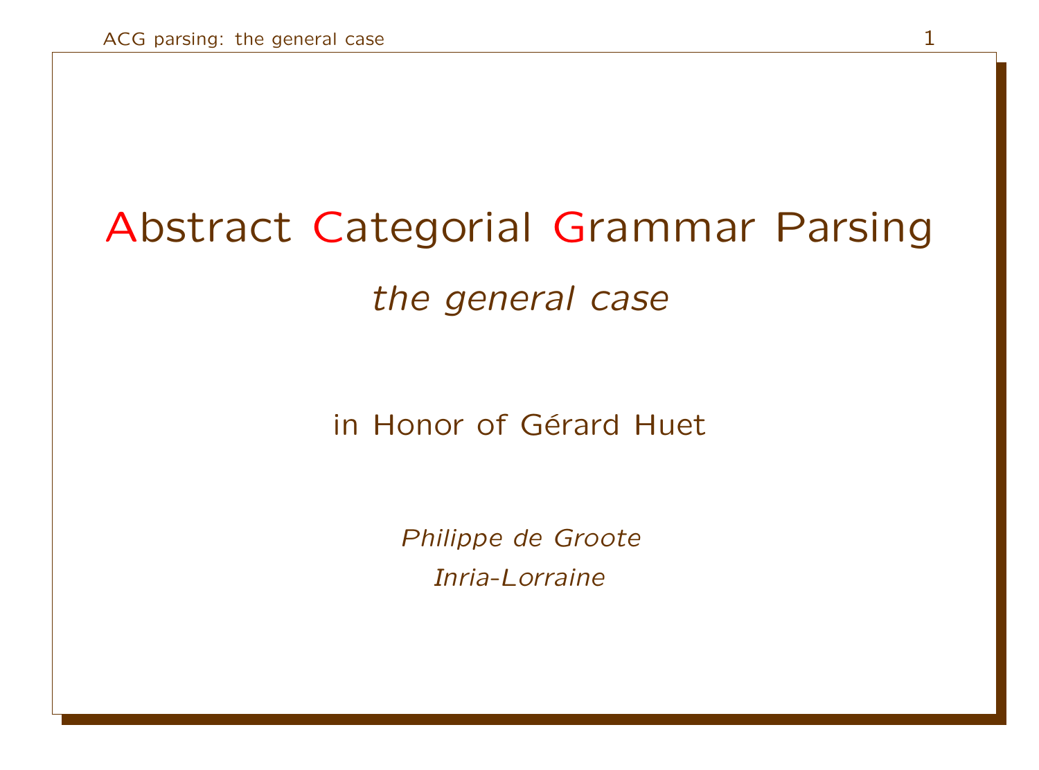# Abstract Categorial Grammar Parsing

*the general case*

in Honor of Gérard Huet

*Philippe de Groote*

*Inria-Lorraine*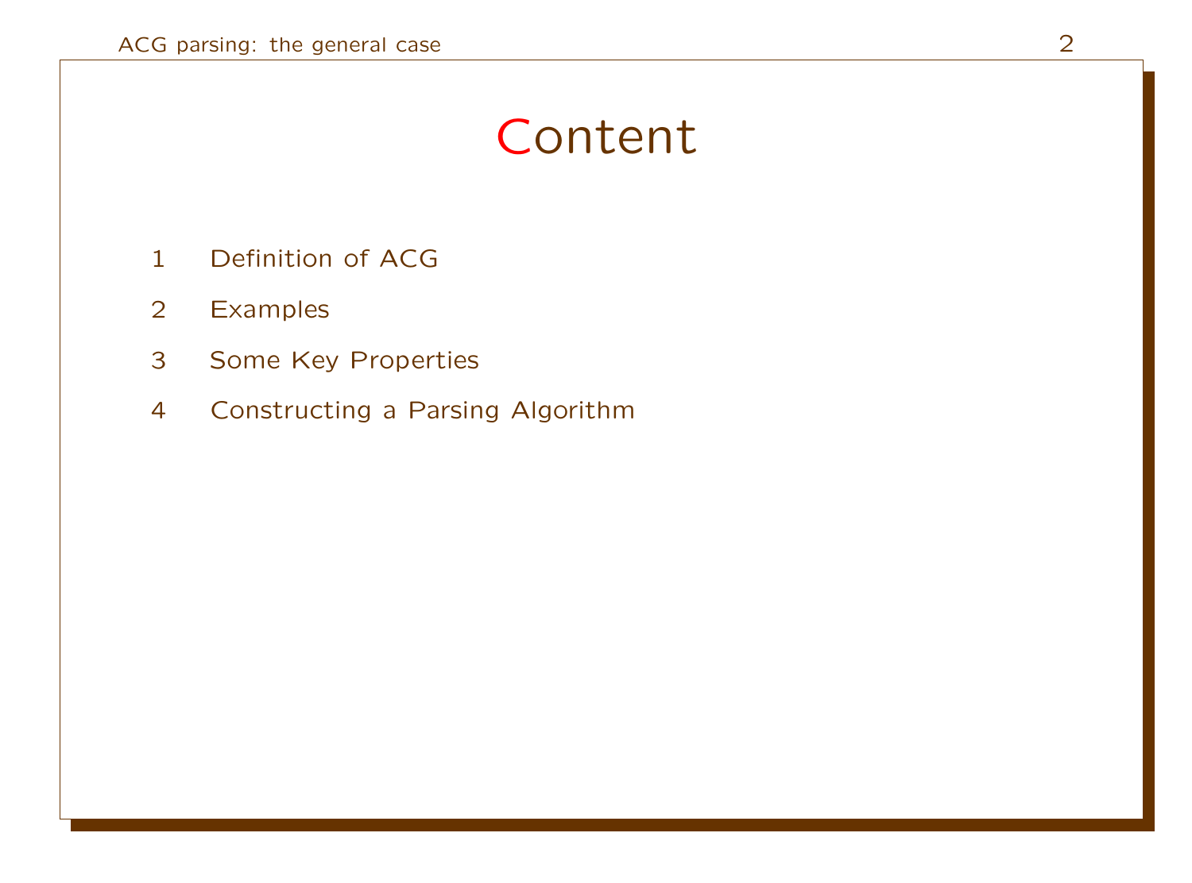# Content

1. Definition of ACG
2. Examples
3. Some Key Properties
4. Constructing a Parsing Algorithm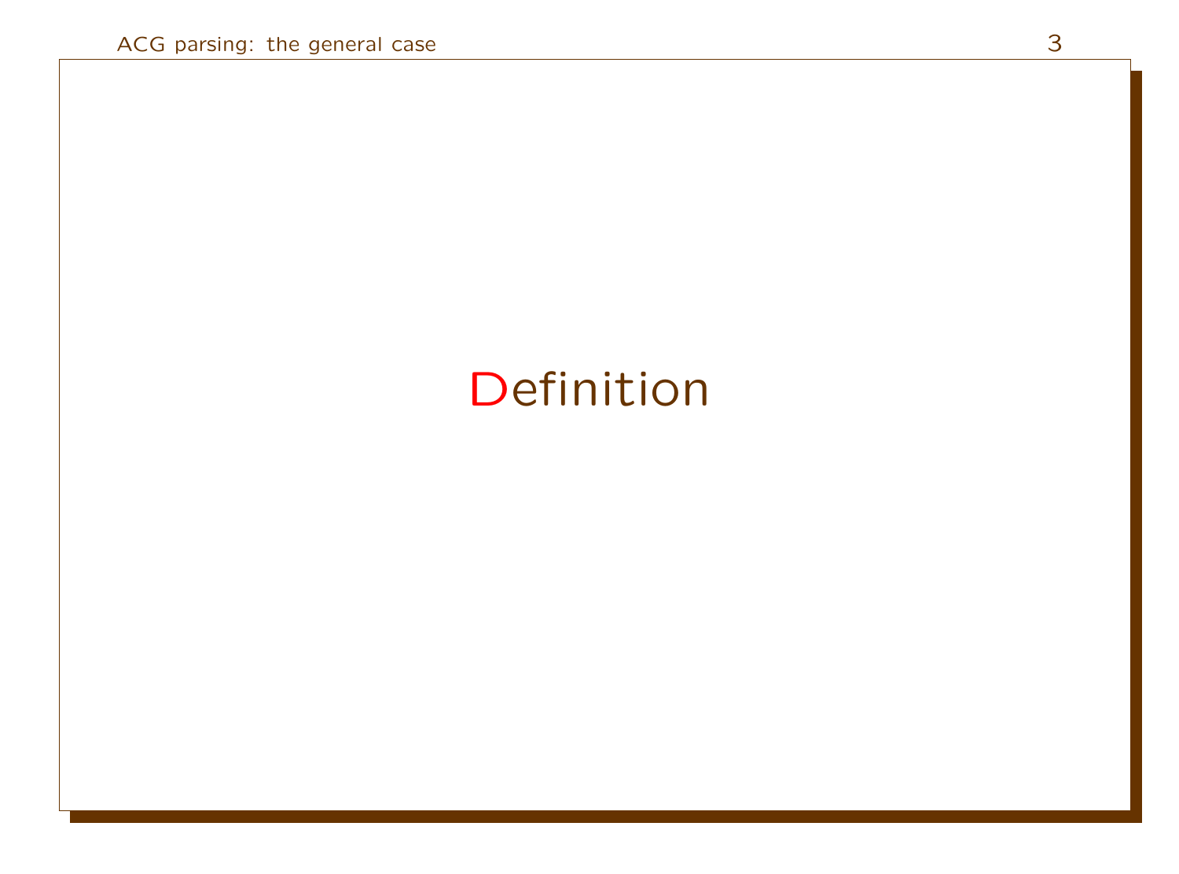# Definition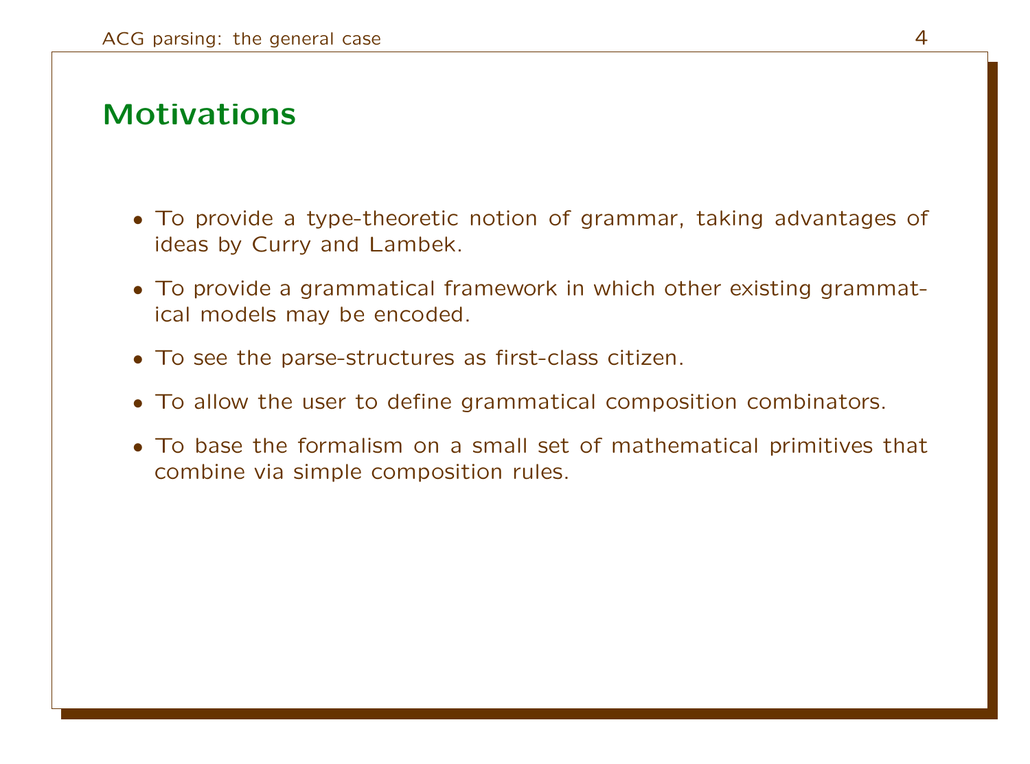## Motivations

- To provide a type-theoretic notion of grammar, taking advantages of ideas by Curry and Lambek.
- To provide a grammatical framework in which other existing grammatical models may be encoded.
- To see the parse-structures as first-class citizen.
- To allow the user to define grammatical composition combinators.
- To base the formalism on a small set of mathematical primitives that combine via simple composition rules.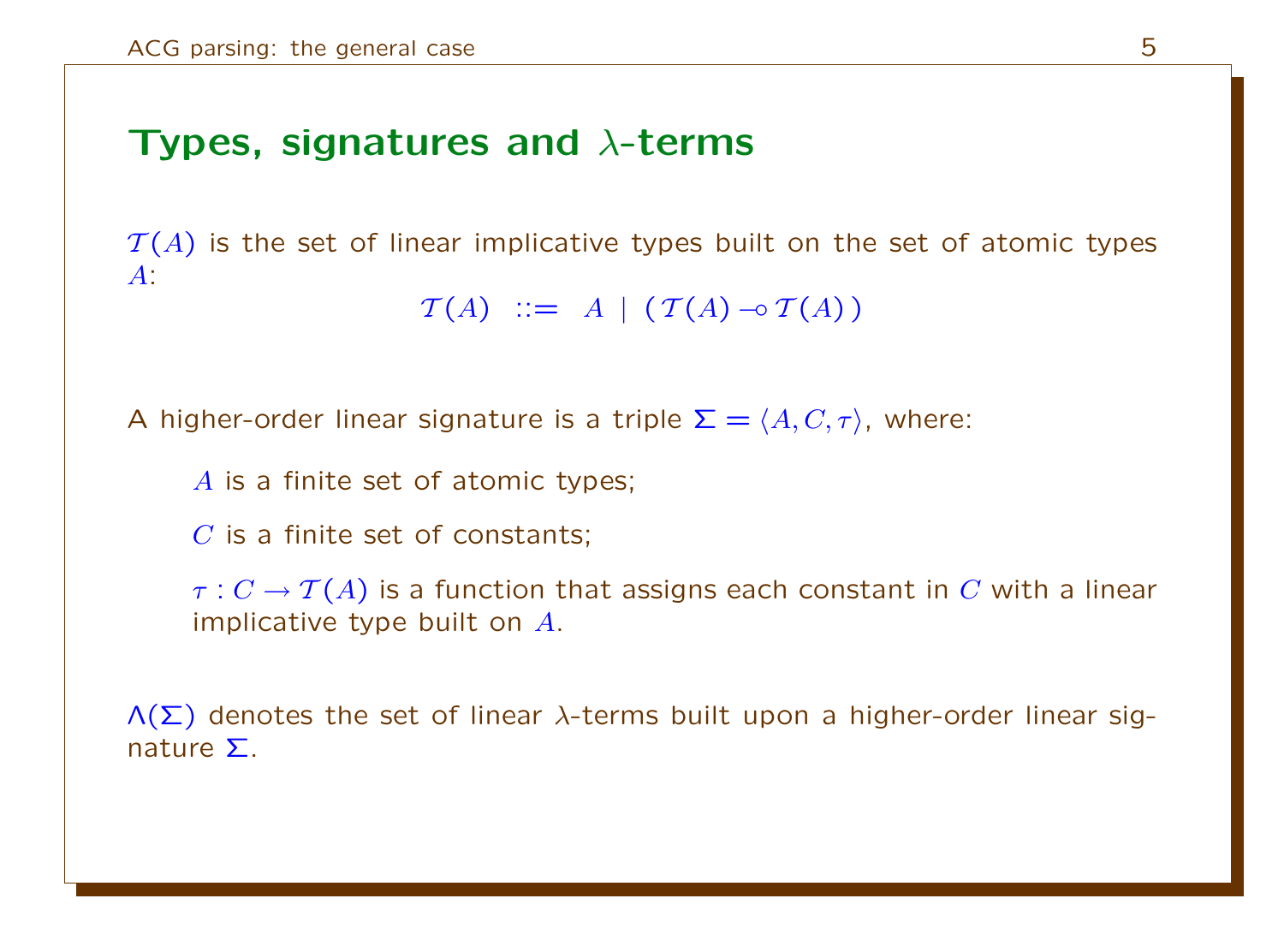## Types, signatures and $\lambda$-terms

$\mathcal{T}(A)$ is the set of linear implicative types built on the set of atomic types $A$:

$$\mathcal{T}(A) \;::=\; A \mid (\,\mathcal{T}(A) \multimap \mathcal{T}(A)\,)$$

A higher-order linear signature is a triple $\Sigma = \langle A, C, \tau \rangle$, where:

- $A$ is a finite set of atomic types;
- $C$ is a finite set of constants;
- $\tau : C \rightarrow \mathcal{T}(A)$ is a function that assigns each constant in $C$ with a linear implicative type built on $A$.

$\Lambda(\Sigma)$ denotes the set of linear $\lambda$-terms built upon a higher-order linear signature $\Sigma$.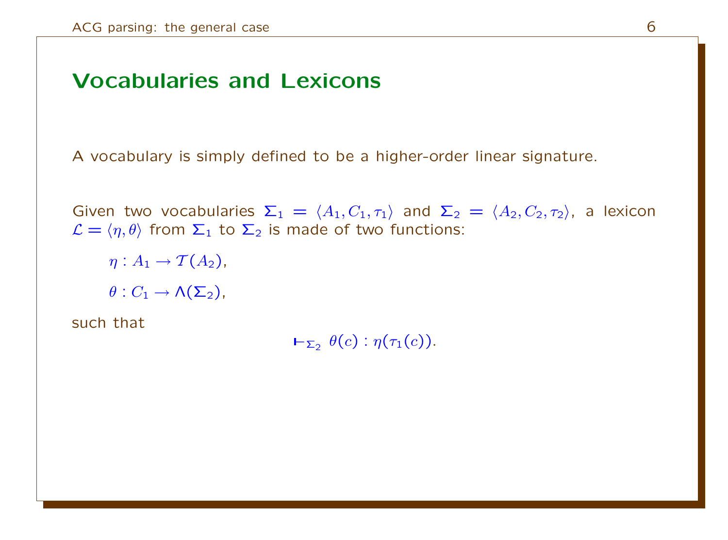## Vocabularies and Lexicons

A vocabulary is simply defined to be a higher-order linear signature.

Given two vocabularies $\mathbf{\Sigma}_1 = \langle A_1, C_1, \tau_1 \rangle$ and $\mathbf{\Sigma}_2 = \langle A_2, C_2, \tau_2 \rangle$, a lexicon $\mathcal{L} = \langle \eta, \theta \rangle$ from $\mathbf{\Sigma}_1$ to $\mathbf{\Sigma}_2$ is made of two functions:

$\eta : A_1 \to \mathcal{T}(A_2)$,

$\theta : C_1 \to \Lambda(\mathbf{\Sigma}_2)$,

such that

$$\vdash_{\Sigma_2} \theta(c) : \eta(\tau_1(c)).$$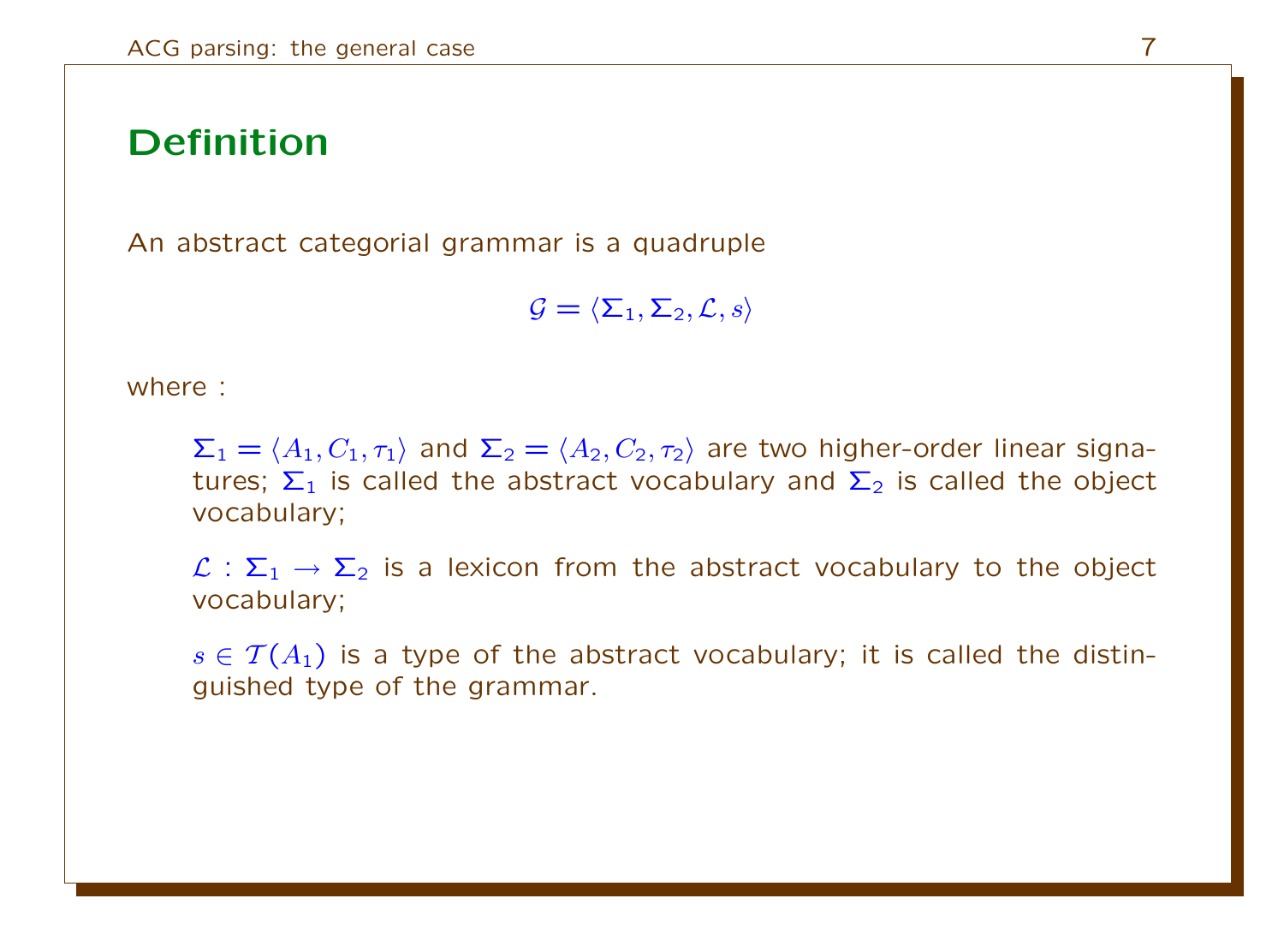## Definition

An abstract categorial grammar is a quadruple

$$\mathcal{G} = \langle \Sigma_1, \Sigma_2, \mathcal{L}, s \rangle$$

where :

$\Sigma_1 = \langle A_1, C_1, \tau_1 \rangle$ and $\Sigma_2 = \langle A_2, C_2, \tau_2 \rangle$ are two higher-order linear signatures; $\Sigma_1$ is called the abstract vocabulary and $\Sigma_2$ is called the object vocabulary;

$\mathcal{L} : \Sigma_1 \to \Sigma_2$ is a lexicon from the abstract vocabulary to the object vocabulary;

$s \in \mathcal{T}(A_1)$ is a type of the abstract vocabulary; it is called the distinguished type of the grammar.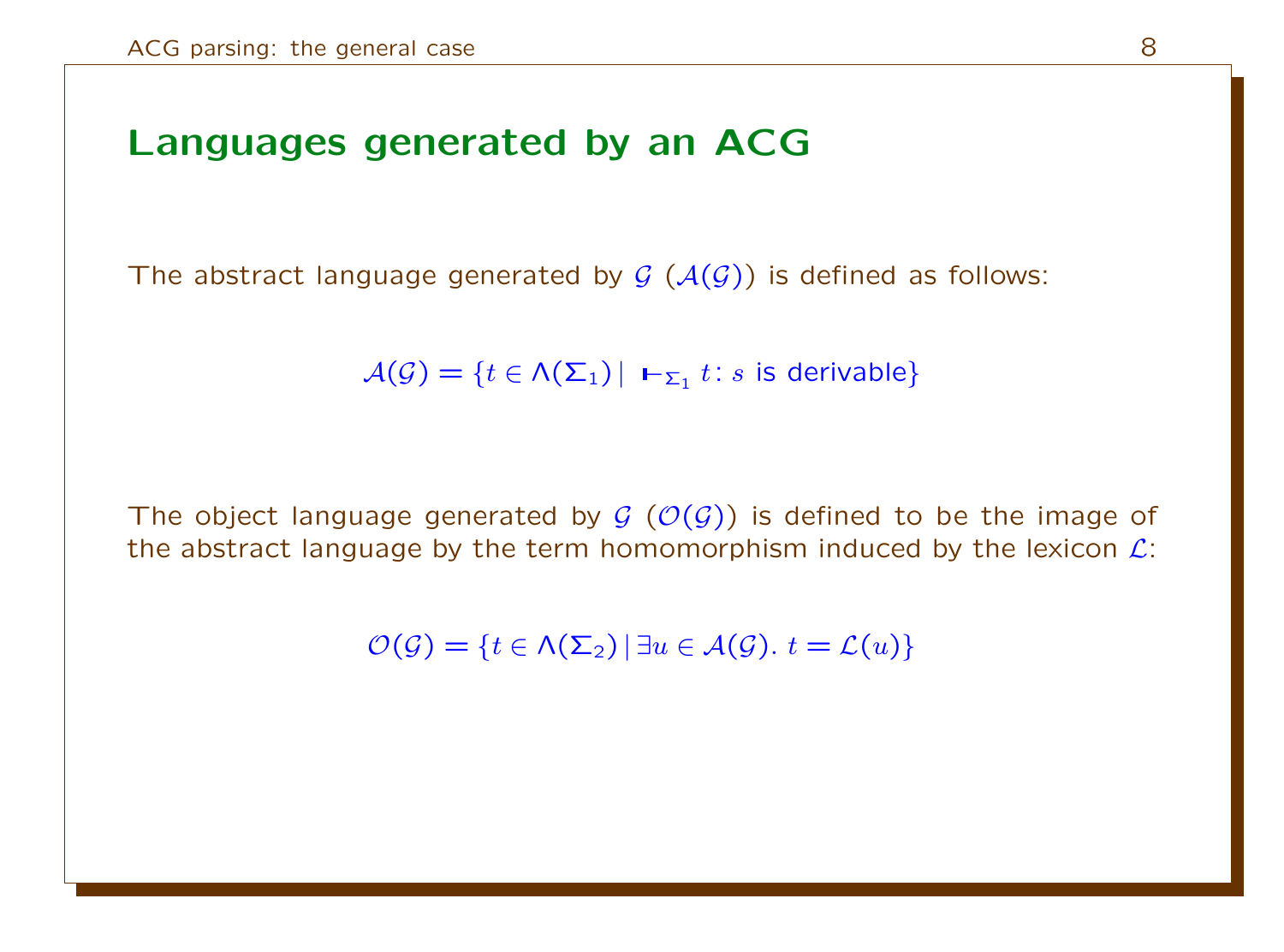# Languages generated by an ACG

The abstract language generated by $\mathcal{G}$ ($\mathcal{A}(\mathcal{G})$) is defined as follows:

$$\mathcal{A}(\mathcal{G}) = \{t \in \Lambda(\Sigma_1) \mid \vdash_{\Sigma_1} t : s \text{ is derivable}\}$$

The object language generated by $\mathcal{G}$ ($\mathcal{O}(\mathcal{G})$) is defined to be the image of the abstract language by the term homomorphism induced by the lexicon $\mathcal{L}$:

$$\mathcal{O}(\mathcal{G}) = \{t \in \Lambda(\Sigma_2) \mid \exists u \in \mathcal{A}(\mathcal{G}).\ t = \mathcal{L}(u)\}$$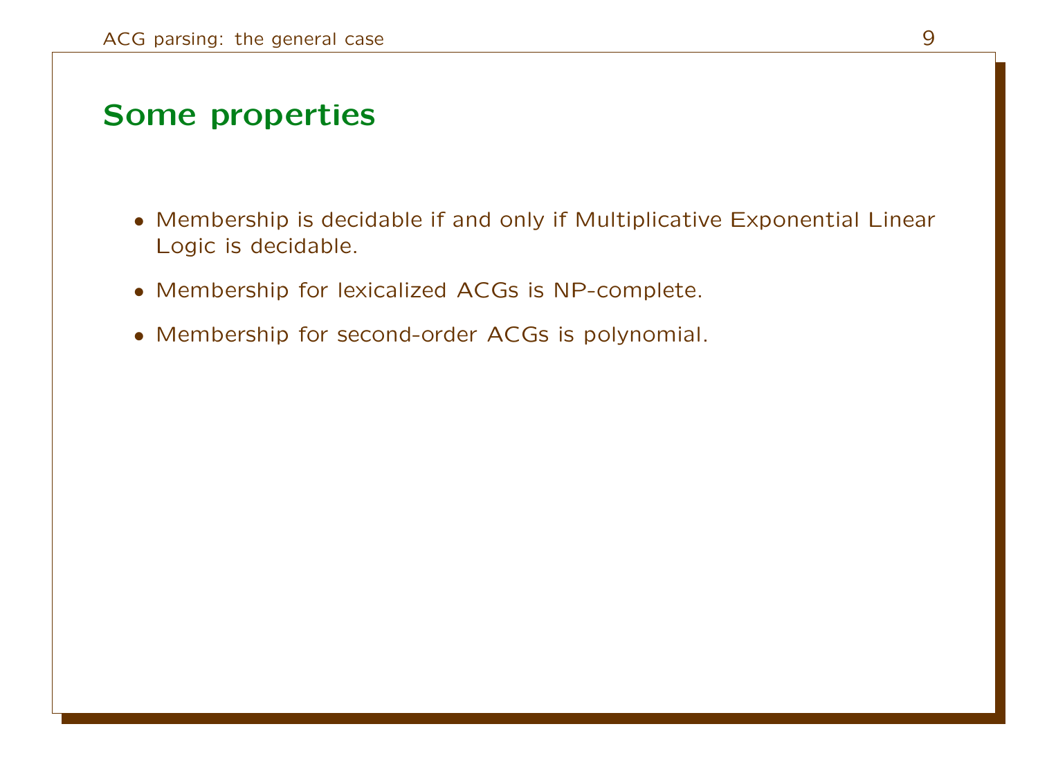## Some properties

- Membership is decidable if and only if Multiplicative Exponential Linear Logic is decidable.
- Membership for lexicalized ACGs is NP-complete.
- Membership for second-order ACGs is polynomial.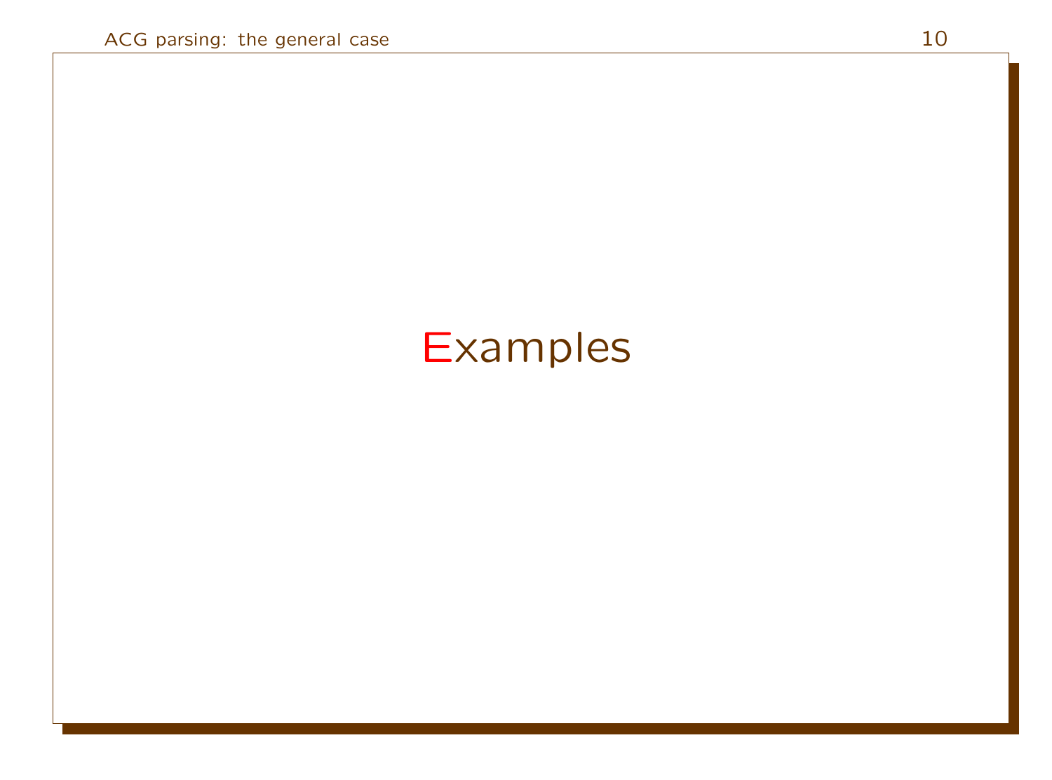# Examples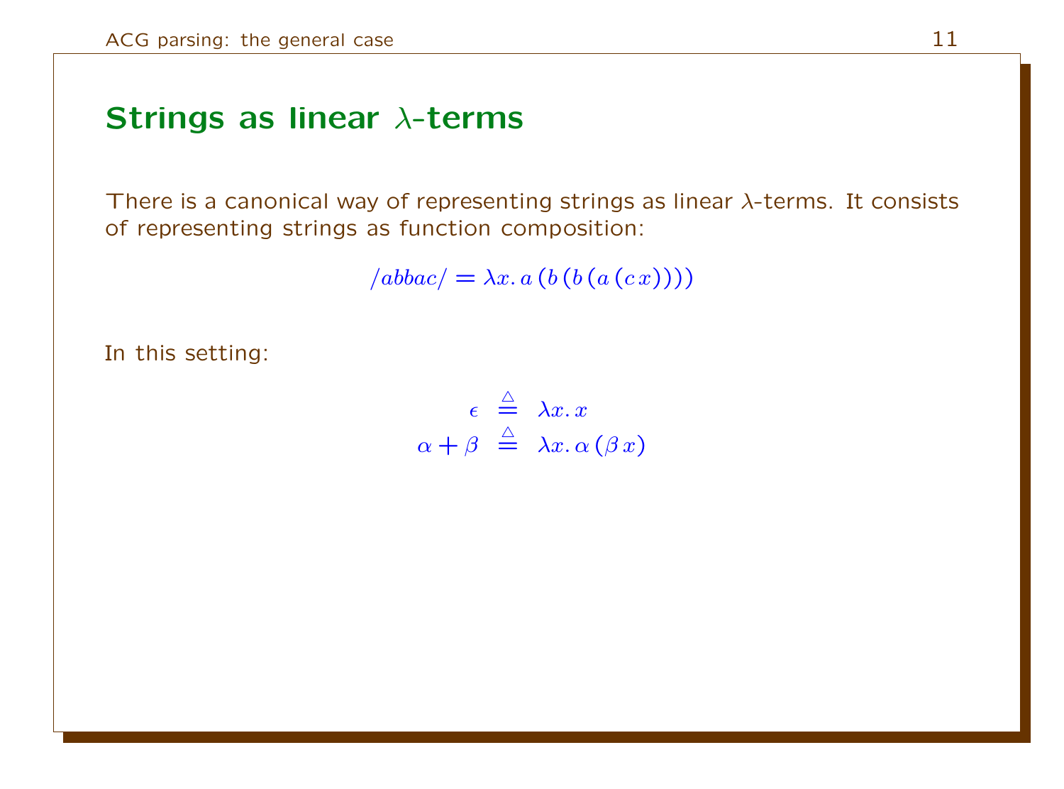## Strings as linear $\lambda$-terms

There is a canonical way of representing strings as linear $\lambda$-terms. It consists of representing strings as function composition:

$$/abbac/ = \lambda x.\, a\,(b\,(b\,(a\,(c\,x))))$$

In this setting:

$$\begin{aligned} \epsilon &\stackrel{\triangle}{=} \lambda x.\, x \\ \alpha + \beta &\stackrel{\triangle}{=} \lambda x.\, \alpha\,(\beta\,x) \end{aligned}$$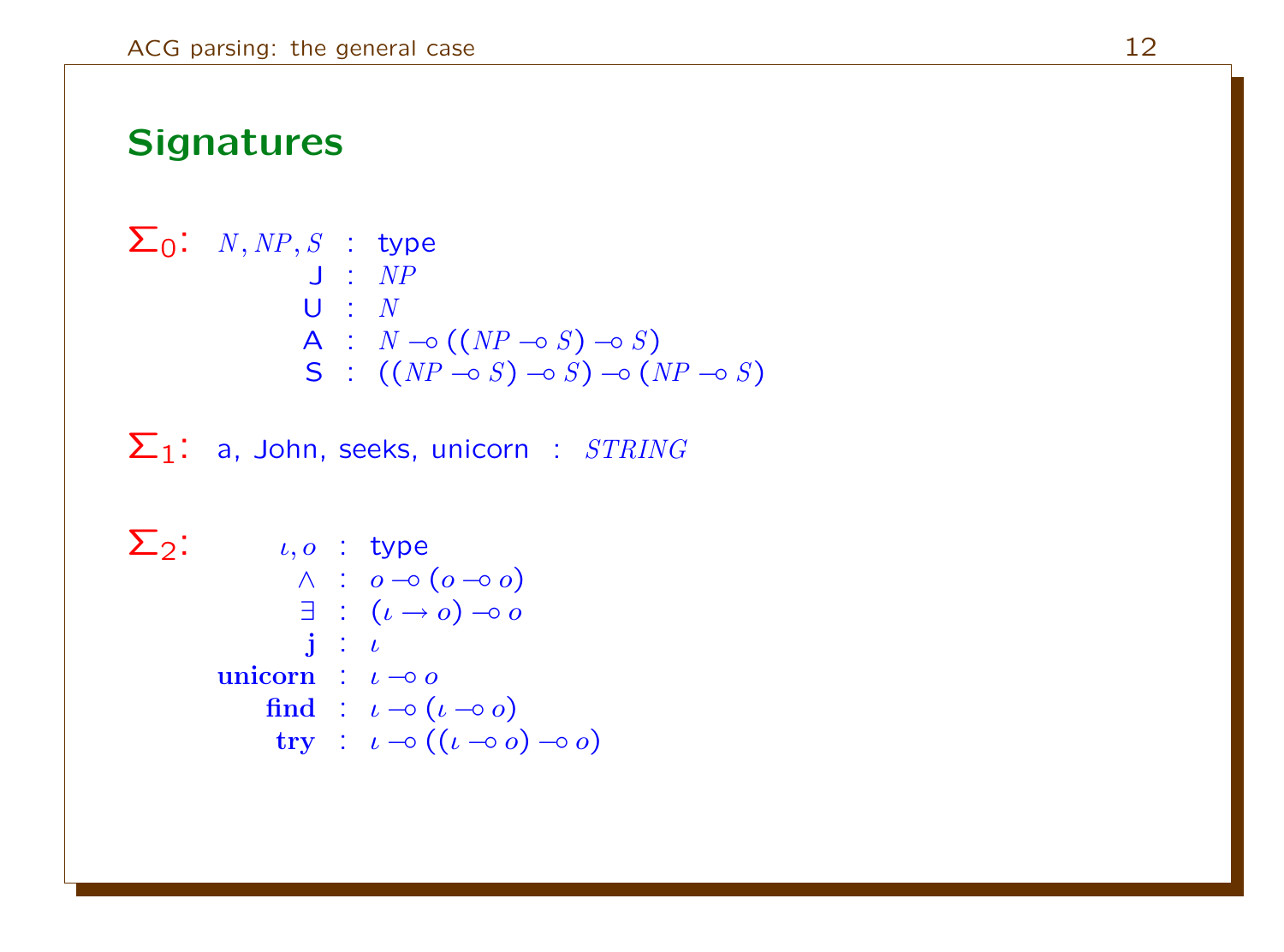## Signatures

$\Sigma_0$:

$$
\begin{array}{rcl}
N, NP, S & : & \text{type} \\
\mathsf{J} & : & NP \\
\mathsf{U} & : & N \\
\mathsf{A} & : & N \multimap ((NP \multimap S) \multimap S) \\
\mathsf{S} & : & ((NP \multimap S) \multimap S) \multimap (NP \multimap S)
\end{array}
$$

$\Sigma_1$: a, John, seeks, unicorn : $STRING$

$\Sigma_2$:

$$
\begin{array}{rcl}
\iota, o & : & \text{type} \\
\wedge & : & o \multimap (o \multimap o) \\
\exists & : & (\iota \rightarrow o) \multimap o \\
\mathbf{j} & : & \iota \\
\mathbf{unicorn} & : & \iota \multimap o \\
\mathbf{find} & : & \iota \multimap (\iota \multimap o) \\
\mathbf{try} & : & \iota \multimap ((\iota \multimap o) \multimap o)
\end{array}
$$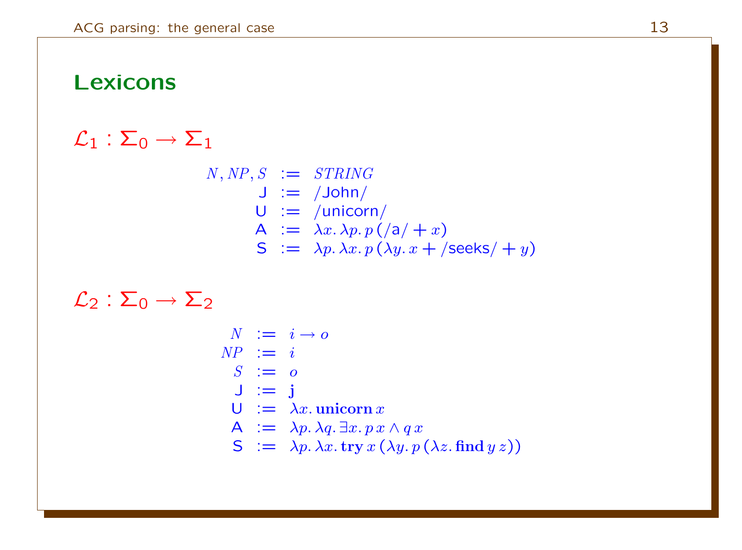## Lexicons

$\mathcal{L}_1 : \Sigma_0 \to \Sigma_1$

$$
\begin{array}{rcl}
N, NP, S & := & \mathit{STRING} \\
\mathsf{J} & := & /\mathsf{John}/ \\
\mathsf{U} & := & /\mathsf{unicorn}/ \\
\mathsf{A} & := & \lambda x.\, \lambda p.\, p\, (/\mathsf{a}/ + x) \\
\mathsf{S} & := & \lambda p.\, \lambda x.\, p\, (\lambda y.\, x + /\mathsf{seeks}/ + y)
\end{array}
$$

$\mathcal{L}_2 : \Sigma_0 \to \Sigma_2$

$$
\begin{array}{rcl}
N & := & i \to o \\
NP & := & i \\
S & := & o \\
\mathsf{J} & := & \mathbf{j} \\
\mathsf{U} & := & \lambda x.\, \mathbf{unicorn}\, x \\
\mathsf{A} & := & \lambda p.\, \lambda q.\, \exists x.\, p\, x \wedge q\, x \\
\mathsf{S} & := & \lambda p.\, \lambda x.\, \mathbf{try}\, x\, (\lambda y.\, p\, (\lambda z.\, \mathbf{find}\, y\, z))
\end{array}
$$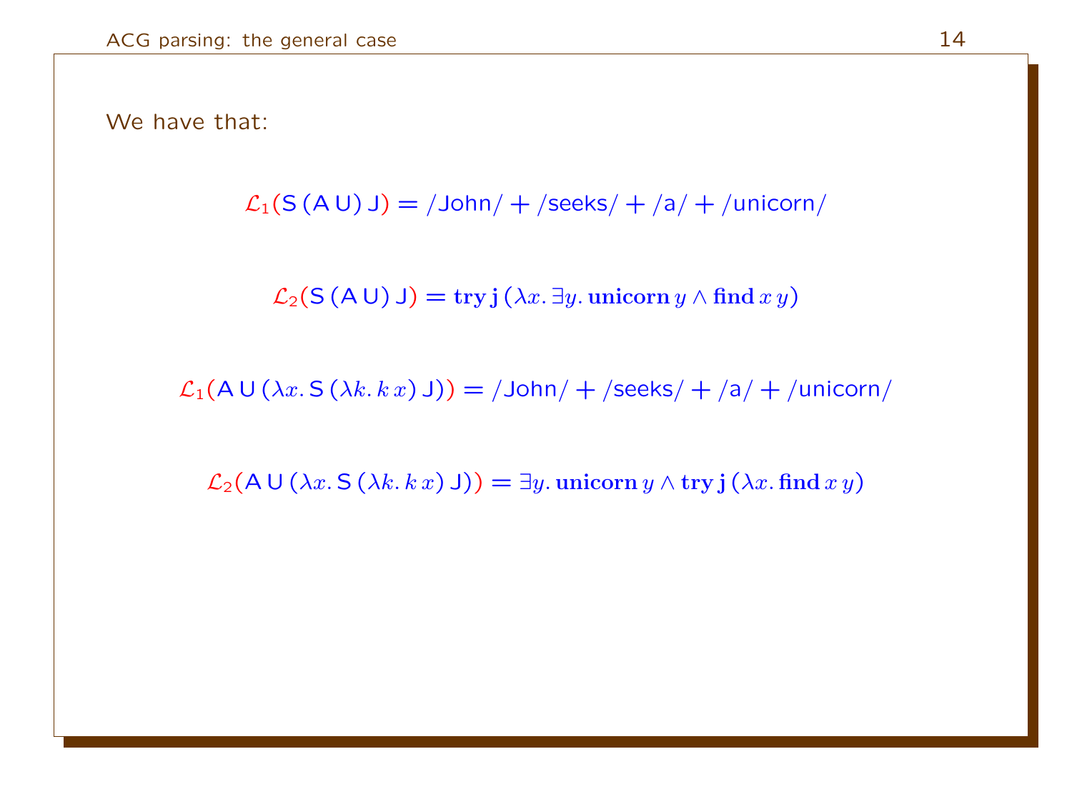We have that:

$$\mathcal{L}_1(\mathsf{S}\,(\mathsf{A}\,\mathsf{U})\,\mathsf{J}) = /\mathsf{John}/ + /\mathsf{seeks}/ + /\mathsf{a}/ + /\mathsf{unicorn}/$$

$$\mathcal{L}_2(\mathsf{S}\,(\mathsf{A}\,\mathsf{U})\,\mathsf{J}) = \mathbf{try}\,\mathbf{j}\,(\lambda x.\,\exists y.\,\mathbf{unicorn}\,y \wedge \mathbf{find}\,x\,y)$$

$$\mathcal{L}_1(\mathsf{A}\,\mathsf{U}\,(\lambda x.\,\mathsf{S}\,(\lambda k.\,k\,x)\,\mathsf{J})) = /\mathsf{John}/ + /\mathsf{seeks}/ + /\mathsf{a}/ + /\mathsf{unicorn}/$$

$$\mathcal{L}_2(\mathsf{A}\,\mathsf{U}\,(\lambda x.\,\mathsf{S}\,(\lambda k.\,k\,x)\,\mathsf{J})) = \exists y.\,\mathbf{unicorn}\,y \wedge \mathbf{try}\,\mathbf{j}\,(\lambda x.\,\mathbf{find}\,x\,y)$$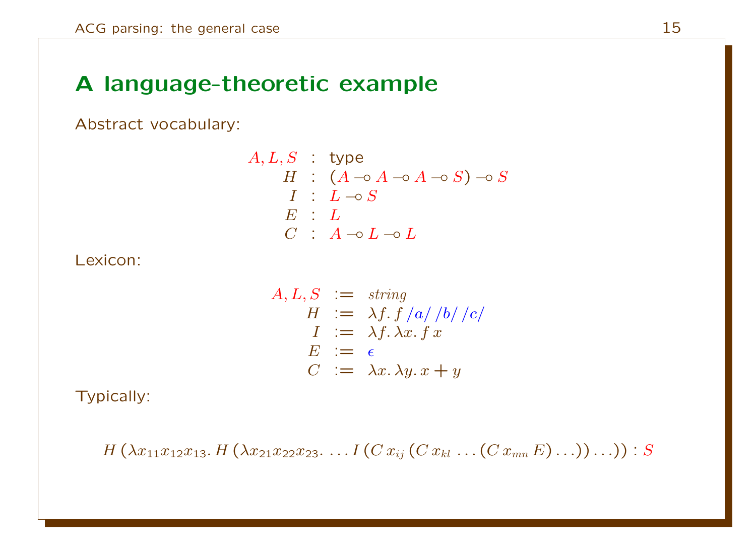## A language-theoretic example

Abstract vocabulary:

$$
\begin{array}{rcl}
A, L, S & : & \text{type} \\
H & : & (A \multimap A \multimap A \multimap S) \multimap S \\
I & : & L \multimap S \\
E & : & L \\
C & : & A \multimap L \multimap L
\end{array}
$$

Lexicon:

$$
\begin{array}{rcl}
A, L, S & := & \mathit{string} \\
H & := & \lambda f.\, f\,/a/\,/b/\,/c/ \\
I & := & \lambda f.\, \lambda x.\, f\, x \\
E & := & \epsilon \\
C & := & \lambda x.\, \lambda y.\, x + y
\end{array}
$$

Typically:

$$
H\,(\lambda x_{11} x_{12} x_{13}.\, H\,(\lambda x_{21} x_{22} x_{23}.\, \ldots I\,(C\, x_{ij}\,(C\, x_{kl}\, \ldots (C\, x_{mn}\, E) \ldots)) \ldots)) : S
$$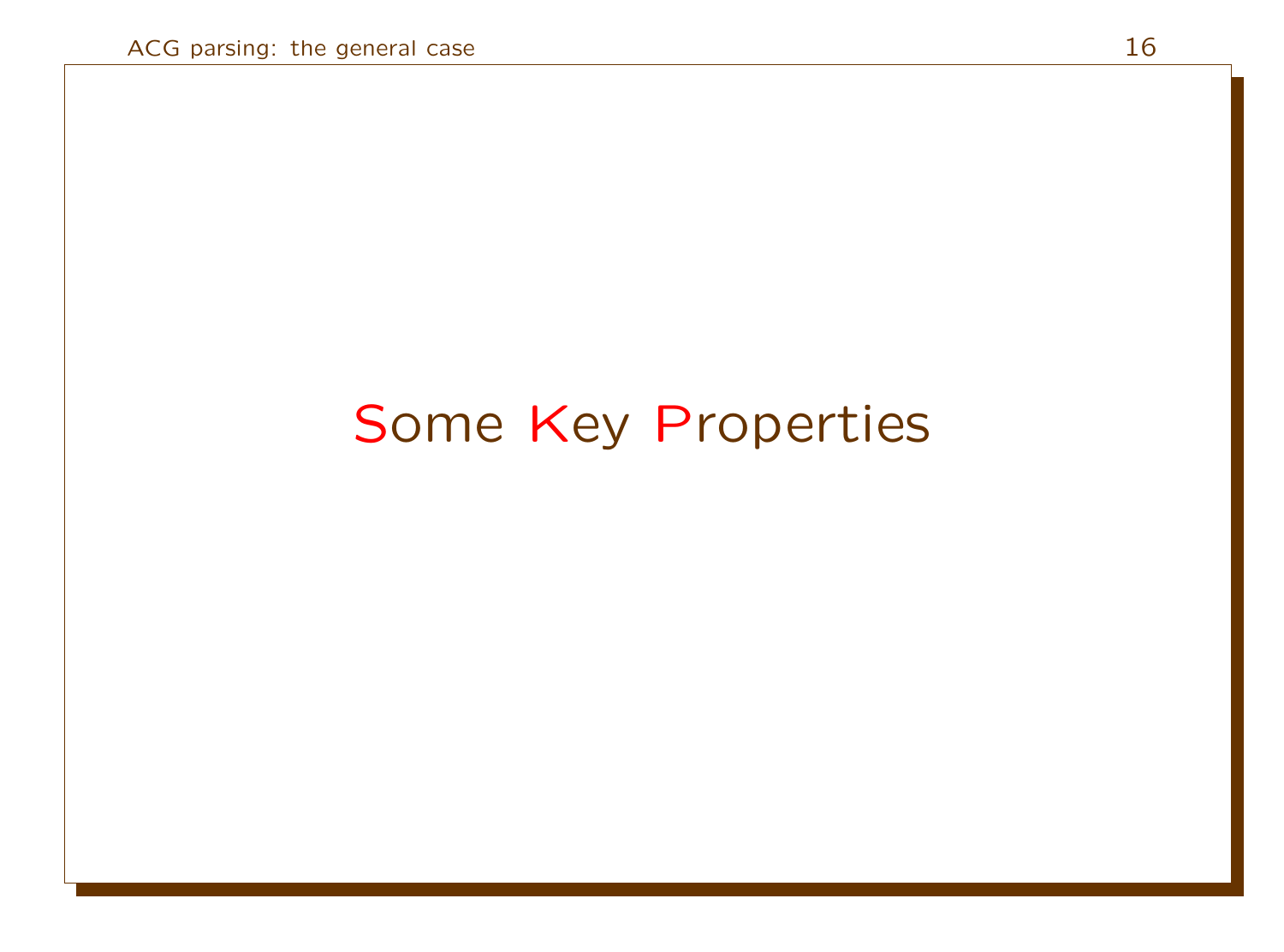# Some Key Properties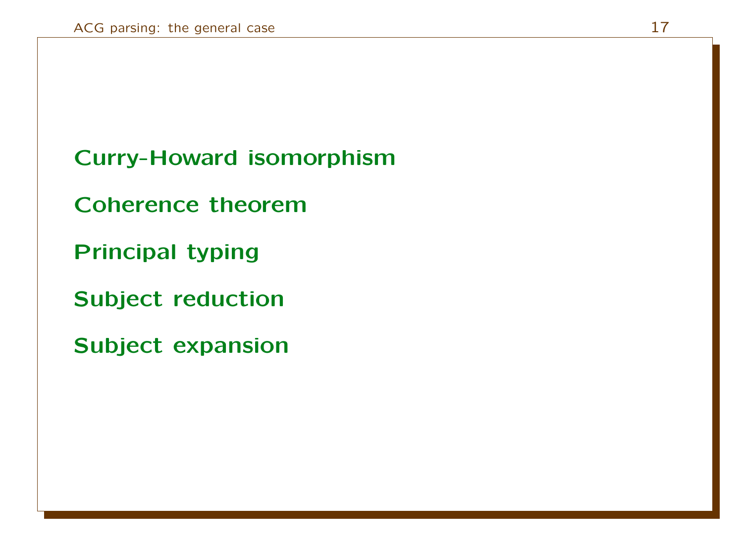**Curry-Howard isomorphism**

**Coherence theorem**

**Principal typing**

**Subject reduction**

**Subject expansion**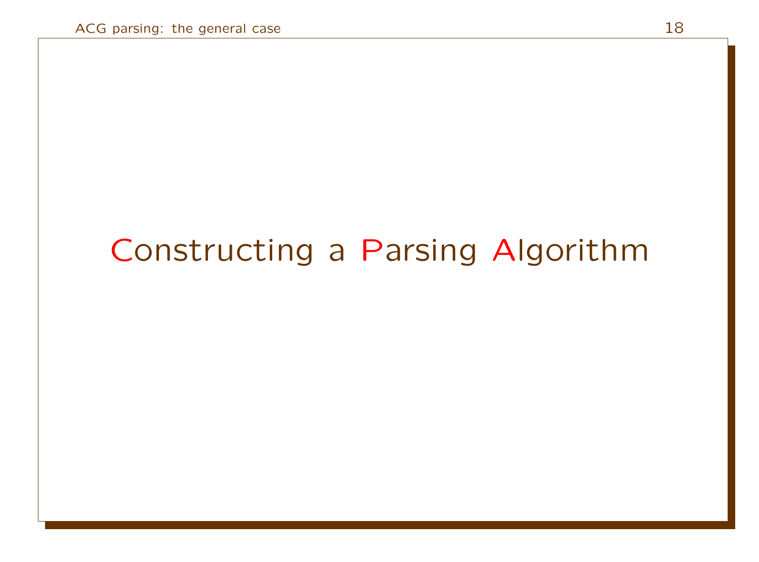# Constructing a Parsing Algorithm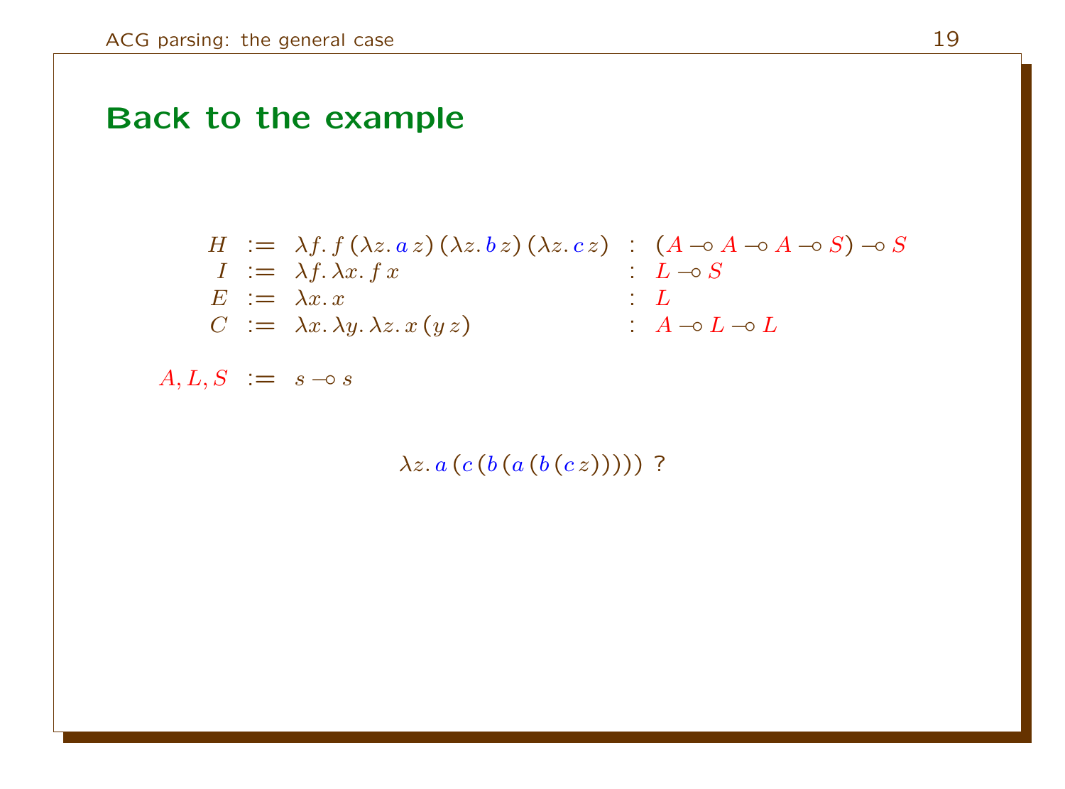# Back to the example

$$
\begin{array}{rcll}
H & := & \lambda f.\, f\,(\lambda z.\, a\, z)\,(\lambda z.\, b\, z)\,(\lambda z.\, c\, z) & :\ (A \multimap A \multimap A \multimap S) \multimap S \\
I & := & \lambda f.\, \lambda x.\, f\, x & :\ L \multimap S \\
E & := & \lambda x.\, x & :\ L \\
C & := & \lambda x.\, \lambda y.\, \lambda z.\, x\,(y\, z) & :\ A \multimap L \multimap L
\end{array}
$$

$$
A, L, S \ := \ s \multimap s
$$

$$
\lambda z.\, a\,(c\,(b\,(a\,(b\,(c\, z))))) \text{ ?}
$$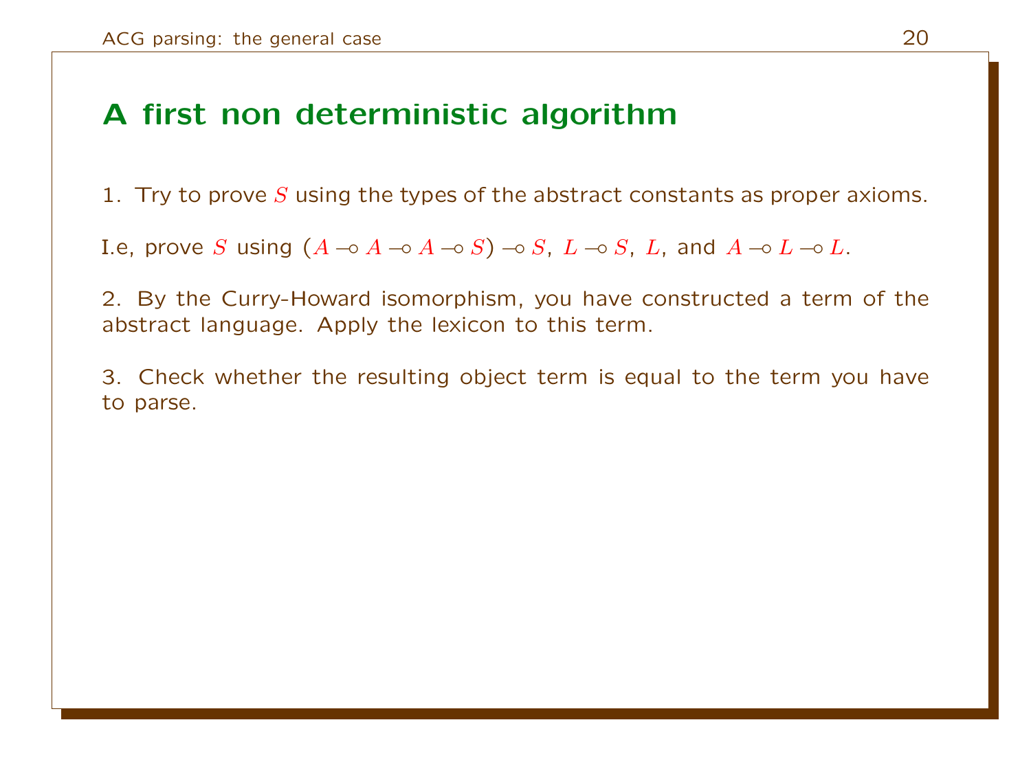# A first non deterministic algorithm

1. Try to prove $S$ using the types of the abstract constants as proper axioms.

I.e, prove $S$ using $(A \multimap A \multimap A \multimap S) \multimap S$, $L \multimap S$, $L$, and $A \multimap L \multimap L$.

2. By the Curry-Howard isomorphism, you have constructed a term of the abstract language. Apply the lexicon to this term.

3. Check whether the resulting object term is equal to the term you have to parse.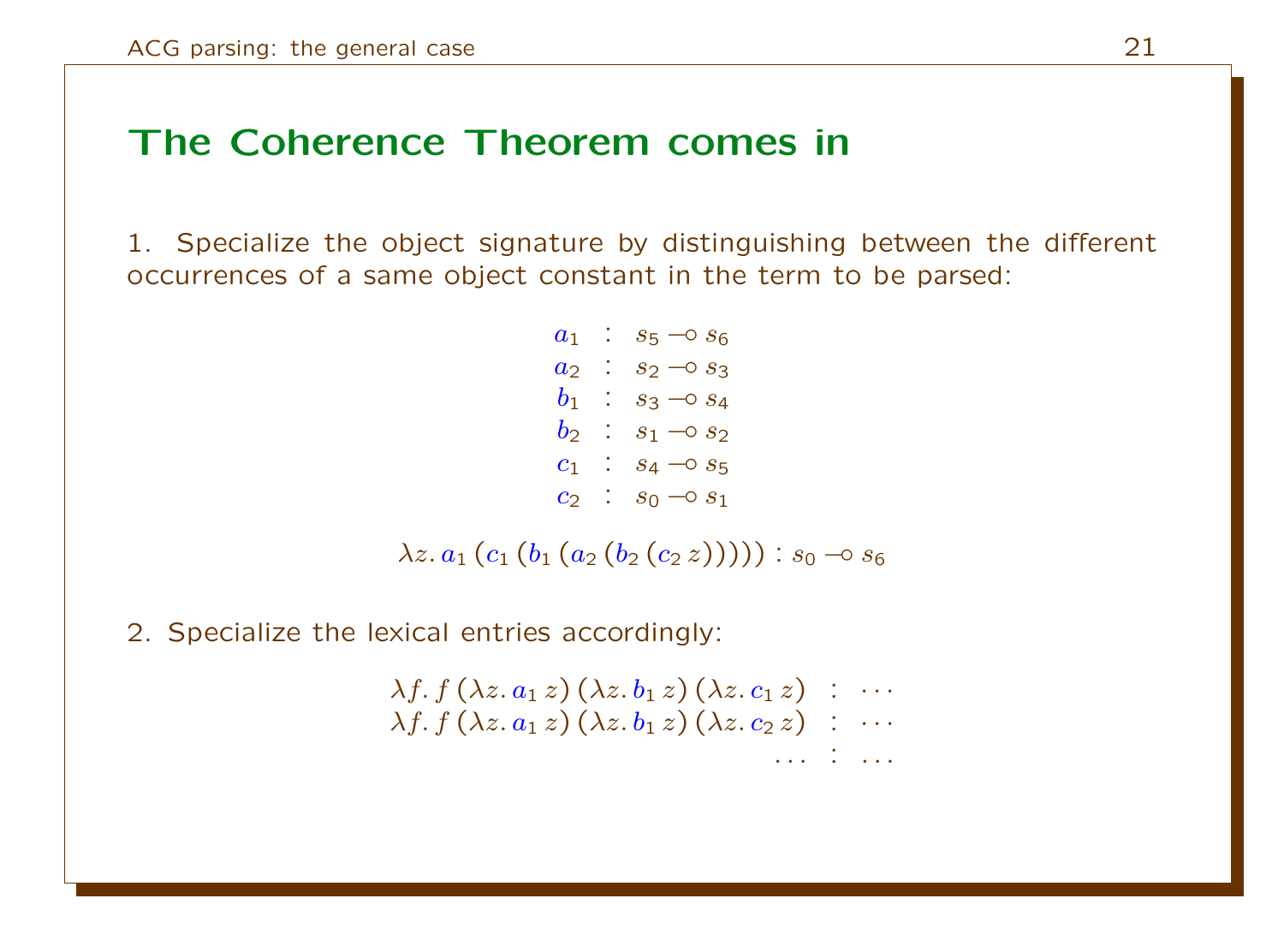# The Coherence Theorem comes in

1. Specialize the object signature by distinguishing between the different occurrences of a same object constant in the term to be parsed:

$$
\begin{array}{rcl}
a_1 & : & s_5 \multimap s_6 \\
a_2 & : & s_2 \multimap s_3 \\
b_1 & : & s_3 \multimap s_4 \\
b_2 & : & s_1 \multimap s_2 \\
c_1 & : & s_4 \multimap s_5 \\
c_2 & : & s_0 \multimap s_1
\end{array}
$$

$$\lambda z.\, a_1\,(c_1\,(b_1\,(a_2\,(b_2\,(c_2\,z))))) : s_0 \multimap s_6$$

2. Specialize the lexical entries accordingly:

$$
\begin{array}{rcl}
\lambda f.\, f\,(\lambda z.\, a_1\,z)\,(\lambda z.\, b_1\,z)\,(\lambda z.\, c_1\,z) & : & \cdots \\
\lambda f.\, f\,(\lambda z.\, a_1\,z)\,(\lambda z.\, b_1\,z)\,(\lambda z.\, c_2\,z) & : & \cdots \\
\cdots & : & \cdots
\end{array}
$$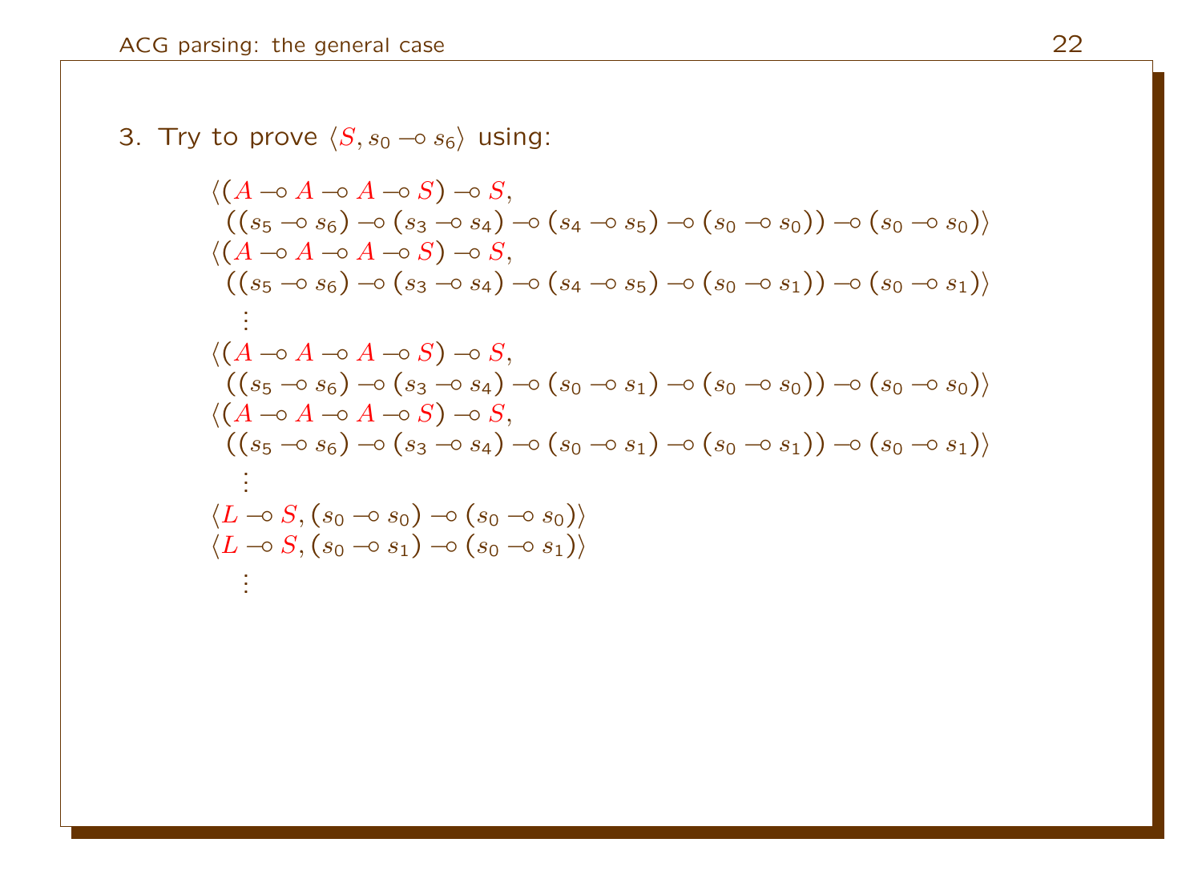3. Try to prove $\langle S, s_0 \multimap s_6 \rangle$ using:

$$\langle (A \multimap A \multimap A \multimap S) \multimap S,$$
$$((s_5 \multimap s_6) \multimap (s_3 \multimap s_4) \multimap (s_4 \multimap s_5) \multimap (s_0 \multimap s_0)) \multimap (s_0 \multimap s_0) \rangle$$

$$\langle (A \multimap A \multimap A \multimap S) \multimap S,$$
$$((s_5 \multimap s_6) \multimap (s_3 \multimap s_4) \multimap (s_4 \multimap s_5) \multimap (s_0 \multimap s_1)) \multimap (s_0 \multimap s_1) \rangle$$

$$\vdots$$

$$\langle (A \multimap A \multimap A \multimap S) \multimap S,$$
$$((s_5 \multimap s_6) \multimap (s_3 \multimap s_4) \multimap (s_0 \multimap s_1) \multimap (s_0 \multimap s_0)) \multimap (s_0 \multimap s_0) \rangle$$

$$\langle (A \multimap A \multimap A \multimap S) \multimap S,$$
$$((s_5 \multimap s_6) \multimap (s_3 \multimap s_4) \multimap (s_0 \multimap s_1) \multimap (s_0 \multimap s_1)) \multimap (s_0 \multimap s_1) \rangle$$

$$\vdots$$

$$\langle L \multimap S, (s_0 \multimap s_0) \multimap (s_0 \multimap s_0) \rangle$$

$$\langle L \multimap S, (s_0 \multimap s_1) \multimap (s_0 \multimap s_1) \rangle$$

$$\vdots$$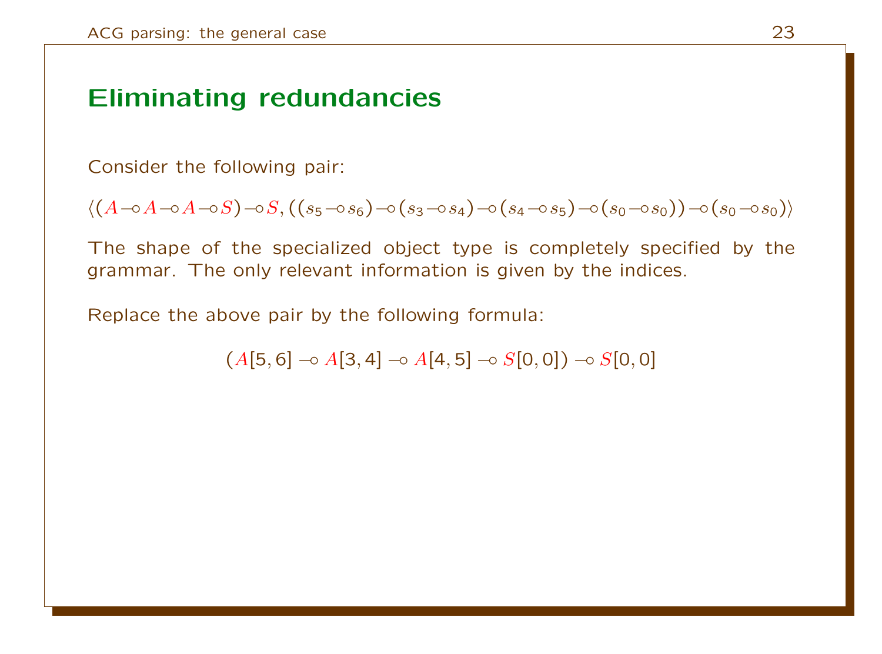## Eliminating redundancies

Consider the following pair:

$$\langle (A \multimap A \multimap A \multimap S) \multimap S, ((s_5 \multimap s_6) \multimap (s_3 \multimap s_4) \multimap (s_4 \multimap s_5) \multimap (s_0 \multimap s_0)) \multimap (s_0 \multimap s_0) \rangle$$

The shape of the specialized object type is completely specified by the grammar. The only relevant information is given by the indices.

Replace the above pair by the following formula:

$$(A[5,6] \multimap A[3,4] \multimap A[4,5] \multimap S[0,0]) \multimap S[0,0]$$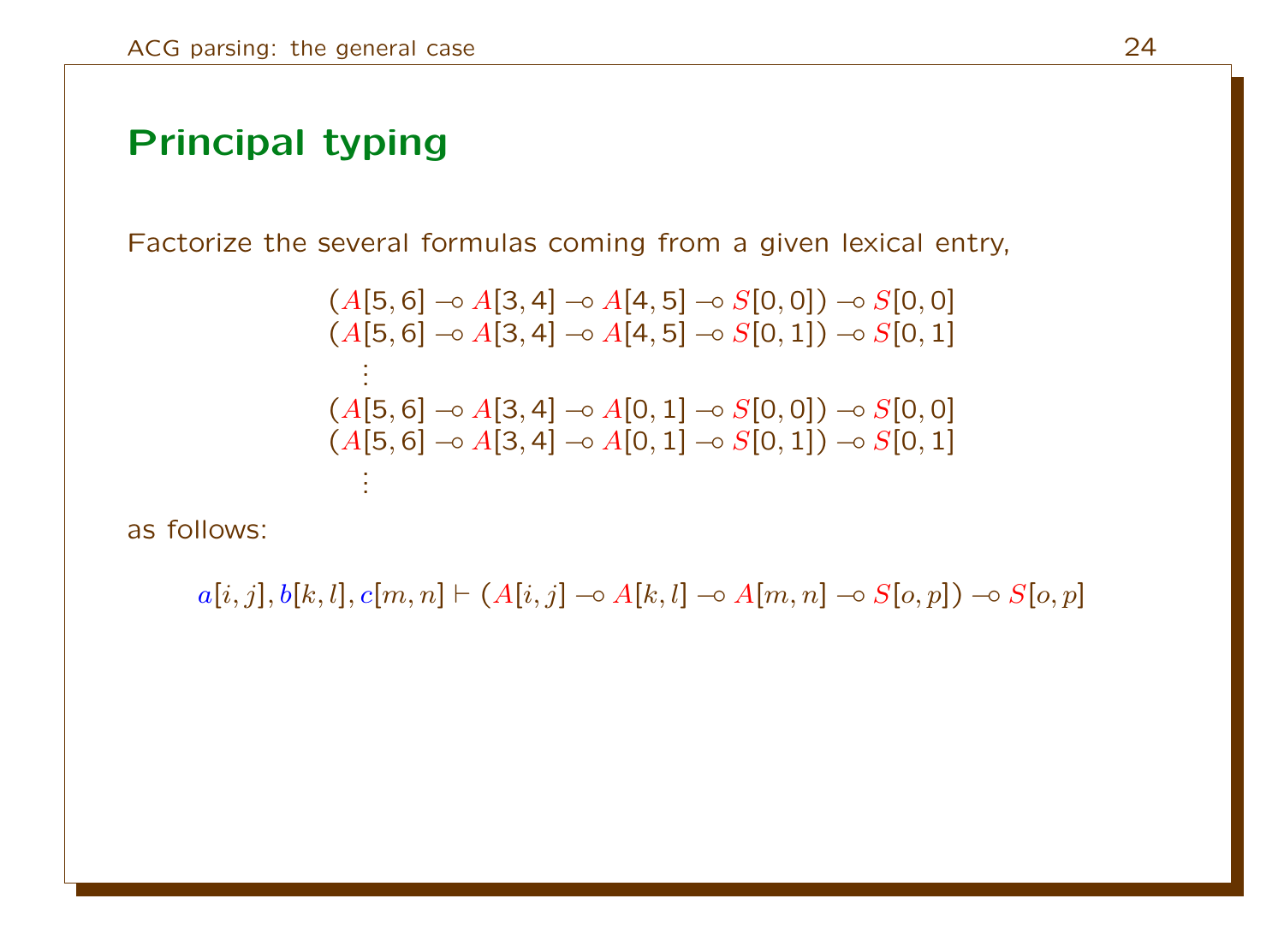## Principal typing

Factorize the several formulas coming from a given lexical entry,

$$
\begin{array}{l}
(A[5,6] \multimap A[3,4] \multimap A[4,5] \multimap S[0,0]) \multimap S[0,0] \\
(A[5,6] \multimap A[3,4] \multimap A[4,5] \multimap S[0,1]) \multimap S[0,1] \\
\quad \vdots \\
(A[5,6] \multimap A[3,4] \multimap A[0,1] \multimap S[0,0]) \multimap S[0,0] \\
(A[5,6] \multimap A[3,4] \multimap A[0,1] \multimap S[0,1]) \multimap S[0,1] \\
\quad \vdots
\end{array}
$$

as follows:

$$
a[i,j], b[k,l], c[m,n] \vdash (A[i,j] \multimap A[k,l] \multimap A[m,n] \multimap S[o,p]) \multimap S[o,p]
$$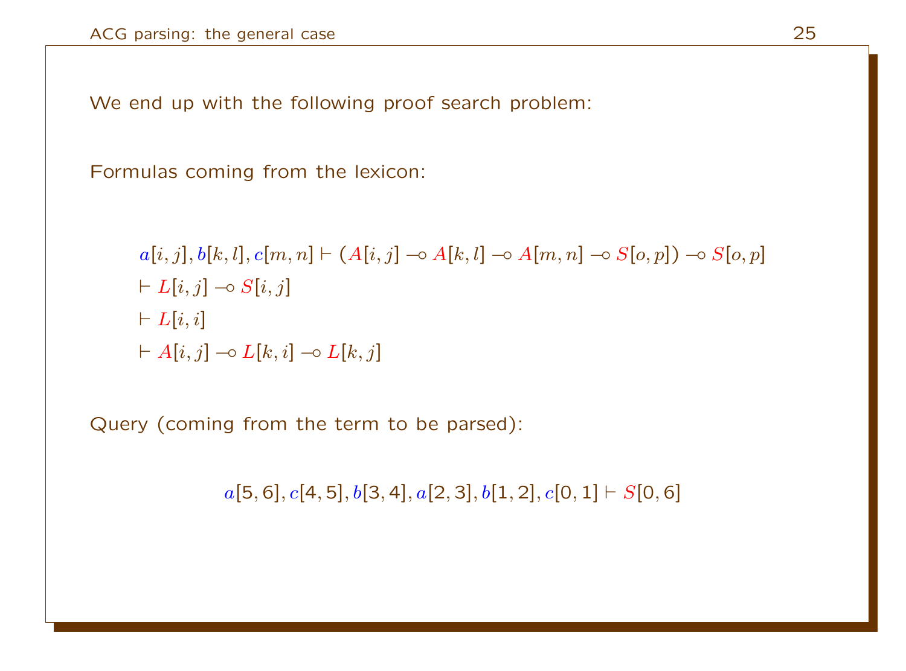We end up with the following proof search problem:

Formulas coming from the lexicon:

$$a[i,j], b[k,l], c[m,n] \vdash (A[i,j] \multimap A[k,l] \multimap A[m,n] \multimap S[o,p]) \multimap S[o,p]$$

$$\vdash L[i,j] \multimap S[i,j]$$

$$\vdash L[i,i]$$

$$\vdash A[i,j] \multimap L[k,i] \multimap L[k,j]$$

Query (coming from the term to be parsed):

$$a[5,6], c[4,5], b[3,4], a[2,3], b[1,2], c[0,1] \vdash S[0,6]$$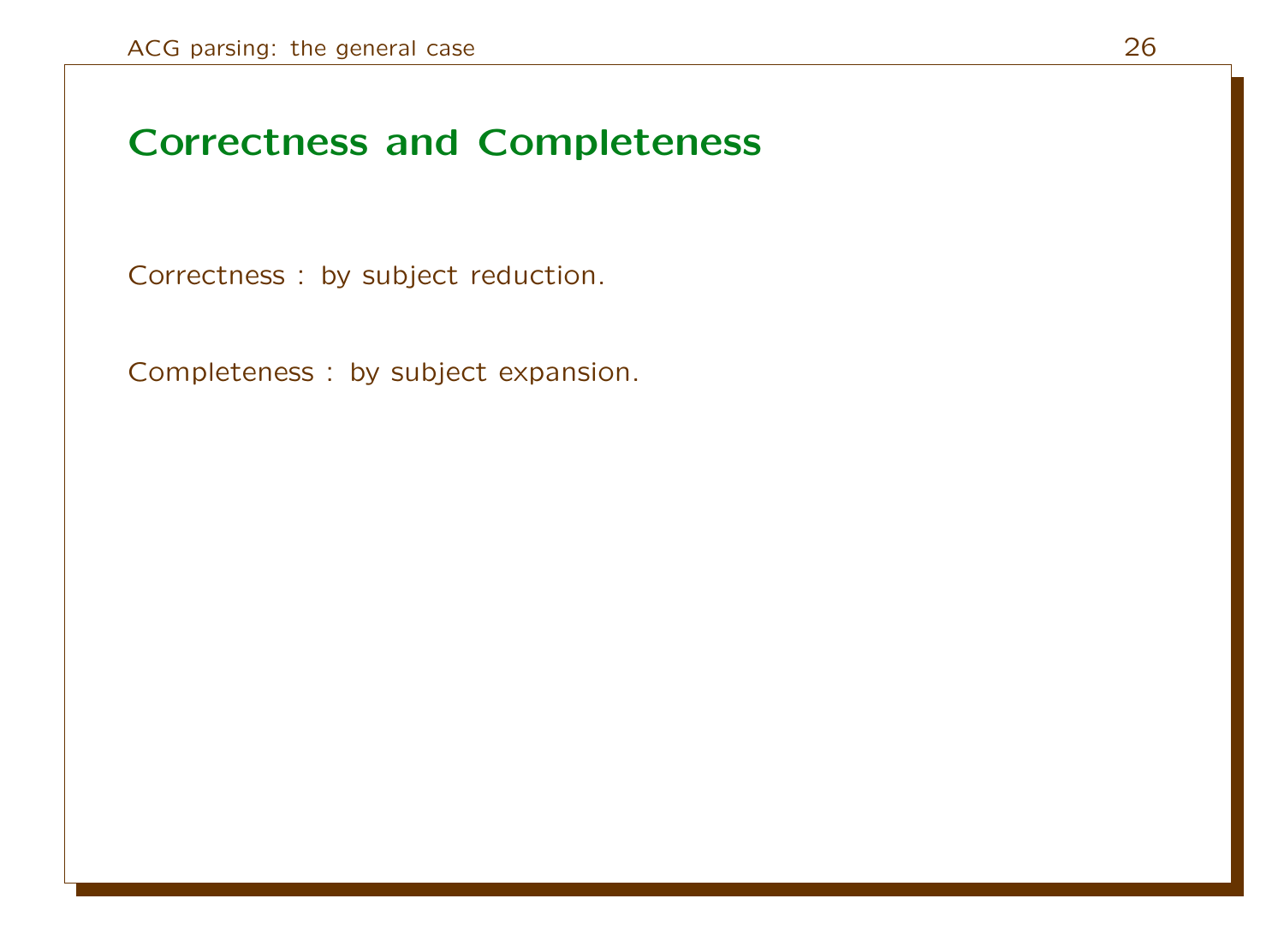## Correctness and Completeness

Correctness : by subject reduction.

Completeness : by subject expansion.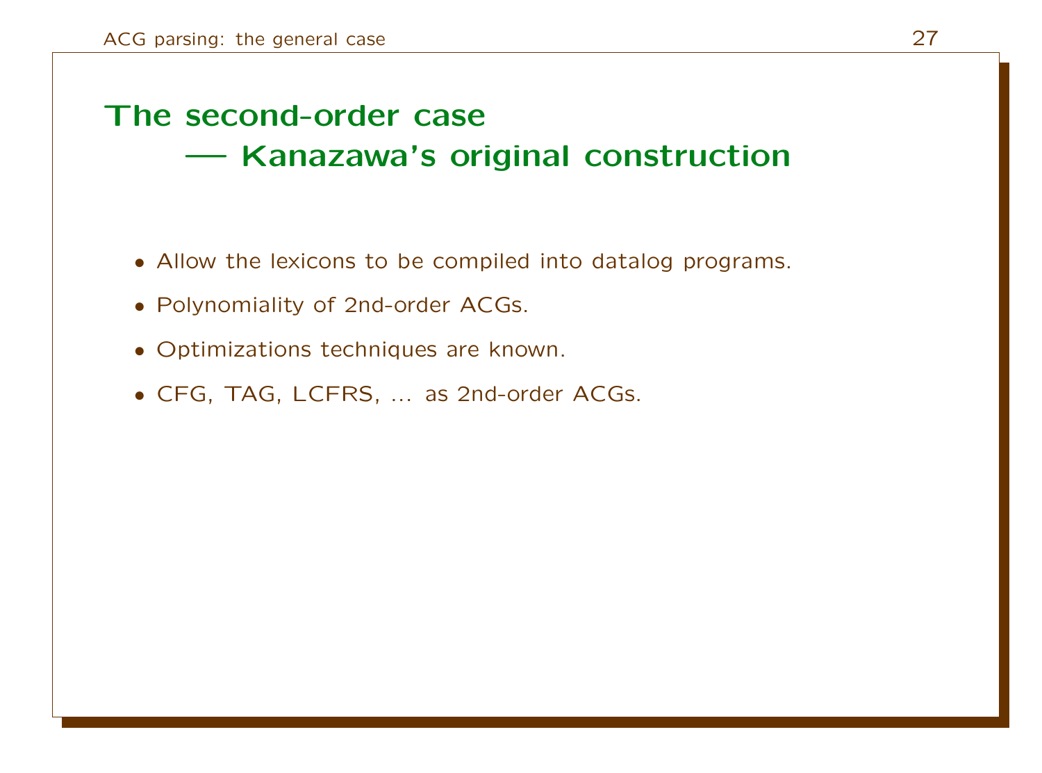# The second-order case — Kanazawa's original construction

- Allow the lexicons to be compiled into datalog programs.
- Polynomiality of 2nd-order ACGs.
- Optimizations techniques are known.
- CFG, TAG, LCFRS, ... as 2nd-order ACGs.